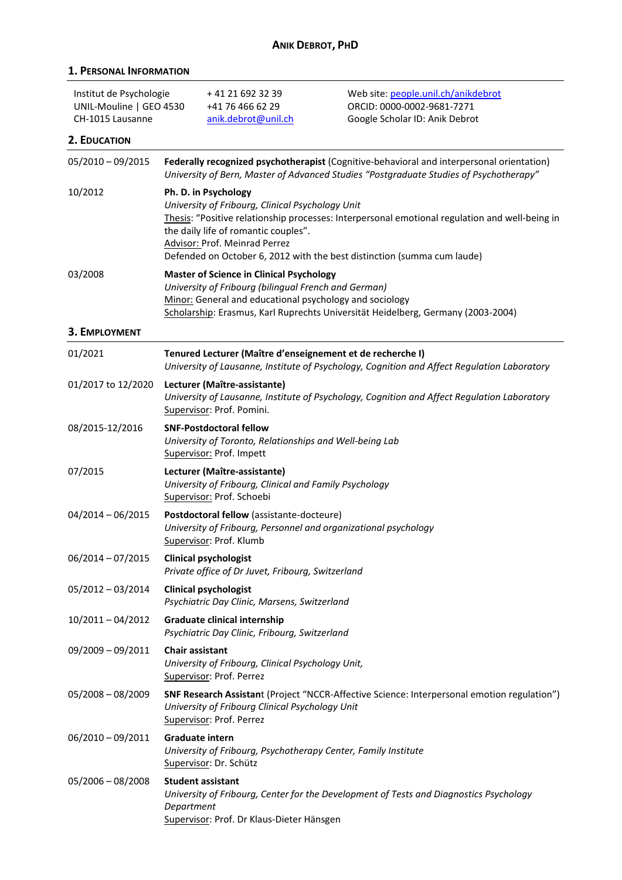# ANIK DEBROT, PHD

## 1. PERSONAL INFORMATION

Institut de Psychologie
UNIL-Mouline | GEO 4530
CH-1015 Lausanne

+ 41 21 692 32 39
+41 76 466 62 29
anik.debrot@unil.ch

Web site: people.unil.ch/anikdebrot
ORCID: 0000-0002-9681-7271
Google Scholar ID: Anik Debrot

## 2. EDUCATION

**05/2010 – 09/2015** **Federally recognized psychotherapist** (Cognitive-behavioral and interpersonal orientation)
*University of Bern, Master of Advanced Studies "Postgraduate Studies of Psychotherapy"*

**10/2012** **Ph. D. in Psychology**
*University of Fribourg, Clinical Psychology Unit*
Thesis: "Positive relationship processes: Interpersonal emotional regulation and well-being in the daily life of romantic couples".
Advisor: Prof. Meinrad Perrez
Defended on October 6, 2012 with the best distinction (summa cum laude)

**03/2008** **Master of Science in Clinical Psychology**
*University of Fribourg (bilingual French and German)*
Minor: General and educational psychology and sociology
Scholarship: Erasmus, Karl Ruprechts Universität Heidelberg, Germany (2003-2004)

## 3. EMPLOYMENT

**01/2021** **Tenured Lecturer (Maître d'enseignement et de recherche I)**
*University of Lausanne, Institute of Psychology, Cognition and Affect Regulation Laboratory*

**01/2017 to 12/2020** **Lecturer (Maître-assistante)**
*University of Lausanne, Institute of Psychology, Cognition and Affect Regulation Laboratory*
Supervisor: Prof. Pomini.

**08/2015-12/2016** **SNF-Postdoctoral fellow**
*University of Toronto, Relationships and Well-being Lab*
Supervisor: Prof. Impett

**07/2015** **Lecturer (Maître-assistante)**
*University of Fribourg, Clinical and Family Psychology*
Supervisor: Prof. Schoebi

**04/2014 – 06/2015** **Postdoctoral fellow** (assistante-docteure)
*University of Fribourg, Personnel and organizational psychology*
Supervisor: Prof. Klumb

**06/2014 – 07/2015** **Clinical psychologist**
*Private office of Dr Juvet, Fribourg, Switzerland*

**05/2012 – 03/2014** **Clinical psychologist**
*Psychiatric Day Clinic, Marsens, Switzerland*

**10/2011 – 04/2012** **Graduate clinical internship**
*Psychiatric Day Clinic, Fribourg, Switzerland*

**09/2009 – 09/2011** **Chair assistant**
*University of Fribourg, Clinical Psychology Unit,*
Supervisor: Prof. Perrez

**05/2008 – 08/2009** **SNF Research Assistant** (Project "NCCR-Affective Science: Interpersonal emotion regulation")
*University of Fribourg Clinical Psychology Unit*
Supervisor: Prof. Perrez

**06/2010 – 09/2011** **Graduate intern**
*University of Fribourg, Psychotherapy Center, Family Institute*
Supervisor: Dr. Schütz

**05/2006 – 08/2008** **Student assistant**
*University of Fribourg, Center for the Development of Tests and Diagnostics Psychology Department*
Supervisor: Prof. Dr Klaus-Dieter Hänsgen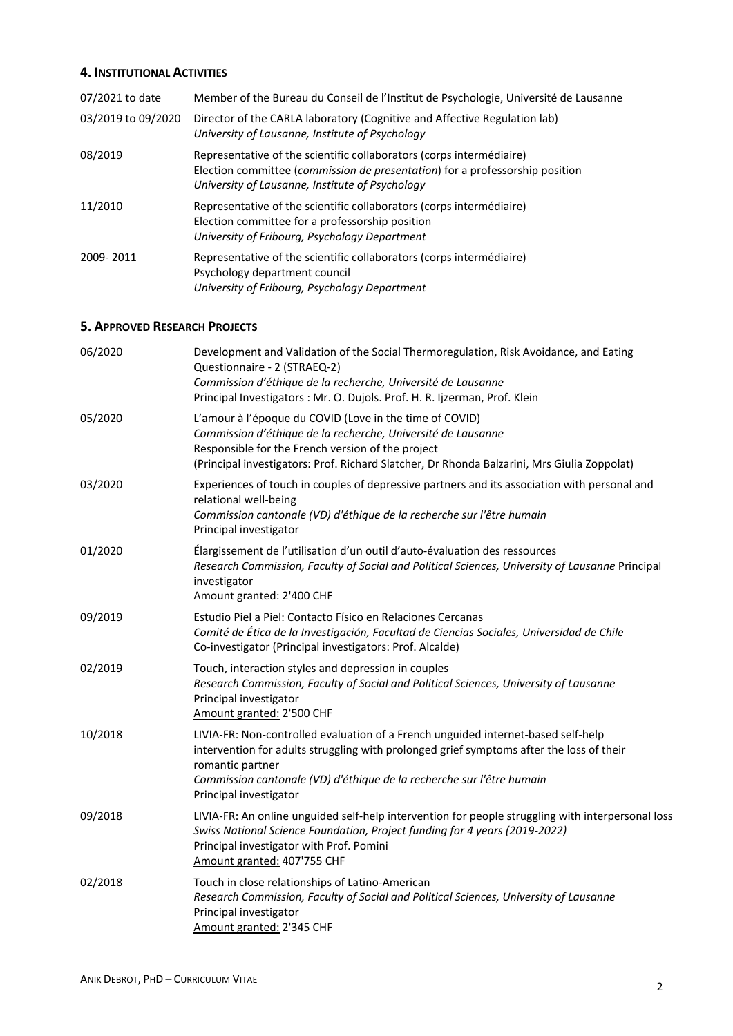## 4. Institutional Activities

| | |
|---|---|
| 07/2021 to date | Member of the Bureau du Conseil de l'Institut de Psychologie, Université de Lausanne |
| 03/2019 to 09/2020 | Director of the CARLA laboratory (Cognitive and Affective Regulation lab)<br>*University of Lausanne, Institute of Psychology* |
| 08/2019 | Representative of the scientific collaborators (corps intermédiaire)<br>Election committee (*commission de presentation*) for a professorship position<br>*University of Lausanne, Institute of Psychology* |
| 11/2010 | Representative of the scientific collaborators (corps intermédiaire)<br>Election committee for a professorship position<br>*University of Fribourg, Psychology Department* |
| 2009- 2011 | Representative of the scientific collaborators (corps intermédiaire)<br>Psychology department council<br>*University of Fribourg, Psychology Department* |

## 5. Approved Research Projects

| | |
|---|---|
| 06/2020 | Development and Validation of the Social Thermoregulation, Risk Avoidance, and Eating Questionnaire - 2 (STRAEQ-2)<br>*Commission d'éthique de la recherche, Université de Lausanne*<br>Principal Investigators : Mr. O. Dujols. Prof. H. R. Ijzerman, Prof. Klein |
| 05/2020 | L'amour à l'époque du COVID (Love in the time of COVID)<br>*Commission d'éthique de la recherche, Université de Lausanne*<br>Responsible for the French version of the project<br>(Principal investigators: Prof. Richard Slatcher, Dr Rhonda Balzarini, Mrs Giulia Zoppolat) |
| 03/2020 | Experiences of touch in couples of depressive partners and its association with personal and relational well-being<br>*Commission cantonale (VD) d'éthique de la recherche sur l'être humain*<br>Principal investigator |
| 01/2020 | Élargissement de l'utilisation d'un outil d'auto-évaluation des ressources<br>*Research Commission, Faculty of Social and Political Sciences, University of Lausanne* Principal investigator<br>Amount granted: 2'400 CHF |
| 09/2019 | Estudio Piel a Piel: Contacto Físico en Relaciones Cercanas<br>*Comité de Ética de la Investigación, Facultad de Ciencias Sociales, Universidad de Chile*<br>Co-investigator (Principal investigators: Prof. Alcalde) |
| 02/2019 | Touch, interaction styles and depression in couples<br>*Research Commission, Faculty of Social and Political Sciences, University of Lausanne*<br>Principal investigator<br>Amount granted: 2'500 CHF |
| 10/2018 | LIVIA-FR: Non-controlled evaluation of a French unguided internet-based self-help intervention for adults struggling with prolonged grief symptoms after the loss of their romantic partner<br>*Commission cantonale (VD) d'éthique de la recherche sur l'être humain*<br>Principal investigator |
| 09/2018 | LIVIA-FR: An online unguided self-help intervention for people struggling with interpersonal loss<br>*Swiss National Science Foundation, Project funding for 4 years (2019-2022)*<br>Principal investigator with Prof. Pomini<br>Amount granted: 407'755 CHF |
| 02/2018 | Touch in close relationships of Latino-American<br>*Research Commission, Faculty of Social and Political Sciences, University of Lausanne*<br>Principal investigator<br>Amount granted: 2'345 CHF |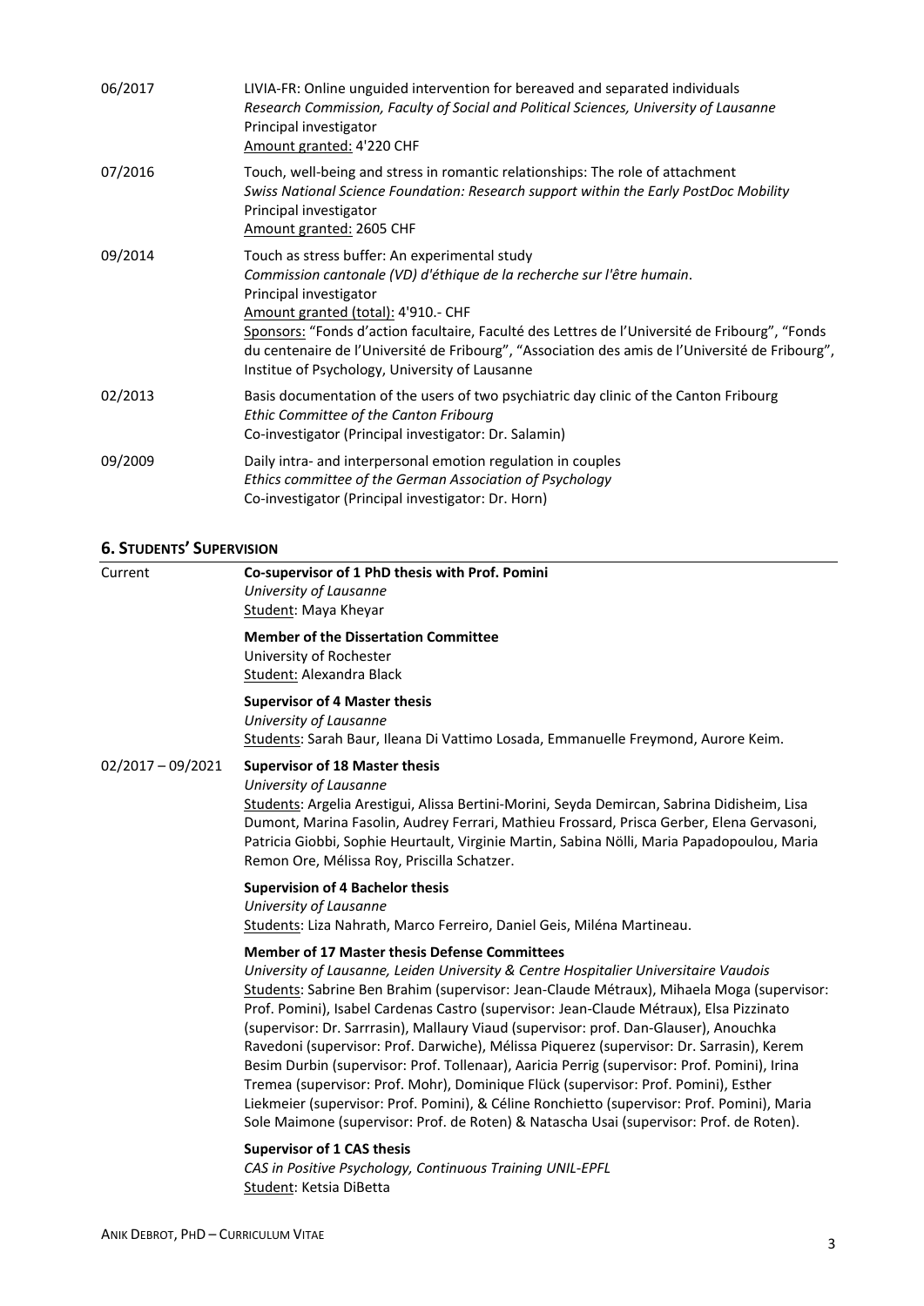| | |
|---|---|
| 06/2017 | LIVIA-FR: Online unguided intervention for bereaved and separated individuals<br>*Research Commission, Faculty of Social and Political Sciences, University of Lausanne*<br>Principal investigator<br>Amount granted: 4'220 CHF |
| 07/2016 | Touch, well-being and stress in romantic relationships: The role of attachment<br>*Swiss National Science Foundation: Research support within the Early PostDoc Mobility*<br>Principal investigator<br>Amount granted: 2605 CHF |
| 09/2014 | Touch as stress buffer: An experimental study<br>*Commission cantonale (VD) d'éthique de la recherche sur l'être humain*.<br>Principal investigator<br>Amount granted (total): 4'910.- CHF<br>Sponsors: "Fonds d'action facultaire, Faculté des Lettres de l'Université de Fribourg", "Fonds du centenaire de l'Université de Fribourg", "Association des amis de l'Université de Fribourg", Institue of Psychology, University of Lausanne |
| 02/2013 | Basis documentation of the users of two psychiatric day clinic of the Canton Fribourg<br>*Ethic Committee of the Canton Fribourg*<br>Co-investigator (Principal investigator: Dr. Salamin) |
| 09/2009 | Daily intra- and interpersonal emotion regulation in couples<br>*Ethics committee of the German Association of Psychology*<br>Co-investigator (Principal investigator: Dr. Horn) |

## 6. Students' Supervision

**Current**

**Co-supervisor of 1 PhD thesis with Prof. Pomini**
*University of Lausanne*
Student: Maya Kheyar

**Member of the Dissertation Committee**
University of Rochester
Student: Alexandra Black

**Supervisor of 4 Master thesis**
*University of Lausanne*
Students: Sarah Baur, Ileana Di Vattimo Losada, Emmanuelle Freymond, Aurore Keim.

**02/2017 – 09/2021**

**Supervisor of 18 Master thesis**
*University of Lausanne*
Students: Argelia Arestigui, Alissa Bertini-Morini, Seyda Demircan, Sabrina Didisheim, Lisa Dumont, Marina Fasolin, Audrey Ferrari, Mathieu Frossard, Prisca Gerber, Elena Gervasoni, Patricia Giobbi, Sophie Heurtault, Virginie Martin, Sabina Nölli, Maria Papadopoulou, Maria Remon Ore, Mélissa Roy, Priscilla Schatzer.

**Supervision of 4 Bachelor thesis**
*University of Lausanne*
Students: Liza Nahrath, Marco Ferreiro, Daniel Geis, Miléna Martineau.

**Member of 17 Master thesis Defense Committees**
*University of Lausanne, Leiden University & Centre Hospitalier Universitaire Vaudois*
Students: Sabrine Ben Brahim (supervisor: Jean-Claude Métraux), Mihaela Moga (supervisor: Prof. Pomini), Isabel Cardenas Castro (supervisor: Jean-Claude Métraux), Elsa Pizzinato (supervisor: Dr. Sarrrasin), Mallaury Viaud (supervisor: prof. Dan-Glauser), Anouchka Ravedoni (supervisor: Prof. Darwiche), Mélissa Piquerez (supervisor: Dr. Sarrasin), Kerem Besim Durbin (supervisor: Prof. Tollenaar), Aaricia Perrig (supervisor: Prof. Pomini), Irina Tremea (supervisor: Prof. Mohr), Dominique Flück (supervisor: Prof. Pomini), Esther Liekmeier (supervisor: Prof. Pomini), & Céline Ronchietto (supervisor: Prof. Pomini), Maria Sole Maimone (supervisor: Prof. de Roten) & Natascha Usai (supervisor: Prof. de Roten).

**Supervisor of 1 CAS thesis**
*CAS in Positive Psychology, Continuous Training UNIL-EPFL*
Student: Ketsia DiBetta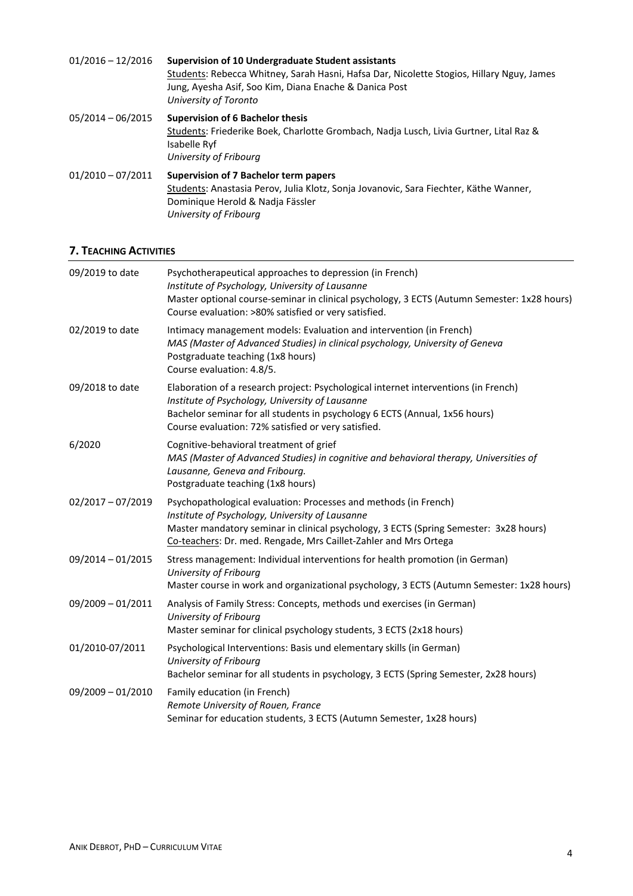01/2016 – 12/2016 **Supervision of 10 Undergraduate Student assistants**
Students: Rebecca Whitney, Sarah Hasni, Hafsa Dar, Nicolette Stogios, Hillary Nguy, James Jung, Ayesha Asif, Soo Kim, Diana Enache & Danica Post
*University of Toronto*

05/2014 – 06/2015 **Supervision of 6 Bachelor thesis**
Students: Friederike Boek, Charlotte Grombach, Nadja Lusch, Livia Gurtner, Lital Raz & Isabelle Ryf
*University of Fribourg*

01/2010 – 07/2011 **Supervision of 7 Bachelor term papers**
Students: Anastasia Perov, Julia Klotz, Sonja Jovanovic, Sara Fiechter, Käthe Wanner, Dominique Herold & Nadja Fässler
*University of Fribourg*

## 7. Teaching Activities

09/2019 to date Psychotherapeutical approaches to depression (in French)
*Institute of Psychology, University of Lausanne*
Master optional course-seminar in clinical psychology, 3 ECTS (Autumn Semester: 1x28 hours)
Course evaluation: >80% satisfied or very satisfied.

02/2019 to date Intimacy management models: Evaluation and intervention (in French)
*MAS (Master of Advanced Studies) in clinical psychology, University of Geneva*
Postgraduate teaching (1x8 hours)
Course evaluation: 4.8/5.

09/2018 to date Elaboration of a research project: Psychological internet interventions (in French)
*Institute of Psychology, University of Lausanne*
Bachelor seminar for all students in psychology 6 ECTS (Annual, 1x56 hours)
Course evaluation: 72% satisfied or very satisfied.

6/2020 Cognitive-behavioral treatment of grief
*MAS (Master of Advanced Studies) in cognitive and behavioral therapy, Universities of Lausanne, Geneva and Fribourg.*
Postgraduate teaching (1x8 hours)

02/2017 – 07/2019 Psychopathological evaluation: Processes and methods (in French)
*Institute of Psychology, University of Lausanne*
Master mandatory seminar in clinical psychology, 3 ECTS (Spring Semester: 3x28 hours)
Co-teachers: Dr. med. Rengade, Mrs Caillet-Zahler and Mrs Ortega

09/2014 – 01/2015 Stress management: Individual interventions for health promotion (in German)
*University of Fribourg*
Master course in work and organizational psychology, 3 ECTS (Autumn Semester: 1x28 hours)

09/2009 – 01/2011 Analysis of Family Stress: Concepts, methods und exercises (in German)
*University of Fribourg*
Master seminar for clinical psychology students, 3 ECTS (2x18 hours)

01/2010-07/2011 Psychological Interventions: Basis und elementary skills (in German)
*University of Fribourg*
Bachelor seminar for all students in psychology, 3 ECTS (Spring Semester, 2x28 hours)

09/2009 – 01/2010 Family education (in French)
*Remote University of Rouen, France*
Seminar for education students, 3 ECTS (Autumn Semester, 1x28 hours)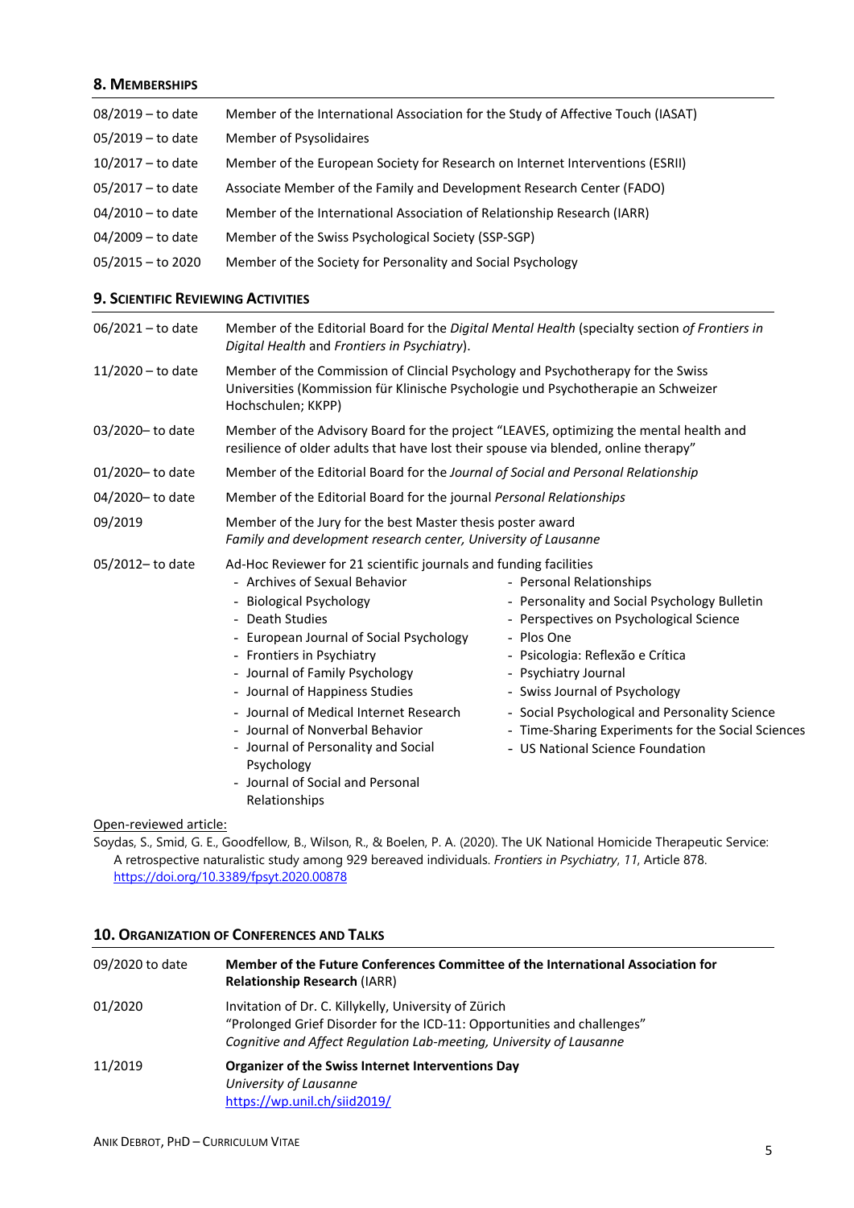## 8. Memberships

| | |
|---|---|
| 08/2019 – to date | Member of the International Association for the Study of Affective Touch (IASAT) |
| 05/2019 – to date | Member of Psysolidaires |
| 10/2017 – to date | Member of the European Society for Research on Internet Interventions (ESRII) |
| 05/2017 – to date | Associate Member of the Family and Development Research Center (FADO) |
| 04/2010 – to date | Member of the International Association of Relationship Research (IARR) |
| 04/2009 – to date | Member of the Swiss Psychological Society (SSP-SGP) |
| 05/2015 – to 2020 | Member of the Society for Personality and Social Psychology |

## 9. Scientific Reviewing Activities

| | |
|---|---|
| 06/2021 – to date | Member of the Editorial Board for the *Digital Mental Health* (specialty section *of Frontiers in Digital Health* and *Frontiers in Psychiatry*). |
| 11/2020 – to date | Member of the Commission of Clincial Psychology and Psychotherapy for the Swiss Universities (Kommission für Klinische Psychologie und Psychotherapie an Schweizer Hochschulen; KKPP) |
| 03/2020– to date | Member of the Advisory Board for the project "LEAVES, optimizing the mental health and resilience of older adults that have lost their spouse via blended, online therapy" |
| 01/2020– to date | Member of the Editorial Board for the *Journal of Social and Personal Relationship* |
| 04/2020– to date | Member of the Editorial Board for the journal *Personal Relationships* |
| 09/2019 | Member of the Jury for the best Master thesis poster award<br>*Family and development research center, University of Lausanne* |
| 05/2012– to date | Ad-Hoc Reviewer for 21 scientific journals and funding facilities |

- Archives of Sexual Behavior
- Biological Psychology
- Death Studies
- European Journal of Social Psychology
- Frontiers in Psychiatry
- Journal of Family Psychology
- Journal of Happiness Studies
- Journal of Medical Internet Research
- Journal of Nonverbal Behavior
- Journal of Personality and Social Psychology
- Journal of Social and Personal Relationships
- Personal Relationships
- Personality and Social Psychology Bulletin
- Perspectives on Psychological Science
- Plos One
- Psicologia: Reflexão e Crítica
- Psychiatry Journal
- Swiss Journal of Psychology
- Social Psychological and Personality Science
- Time-Sharing Experiments for the Social Sciences
- US National Science Foundation

Open-reviewed article:

Soydas, S., Smid, G. E., Goodfellow, B., Wilson, R., & Boelen, P. A. (2020). The UK National Homicide Therapeutic Service: A retrospective naturalistic study among 929 bereaved individuals. *Frontiers in Psychiatry*, *11*, Article 878. https://doi.org/10.3389/fpsyt.2020.00878

## 10. Organization of Conferences and Talks

| | |
|---|---|
| 09/2020 to date | **Member of the Future Conferences Committee of the International Association for Relationship Research** (IARR) |
| 01/2020 | Invitation of Dr. C. Killykelly, University of Zürich<br>"Prolonged Grief Disorder for the ICD-11: Opportunities and challenges"<br>*Cognitive and Affect Regulation Lab-meeting, University of Lausanne* |
| 11/2019 | **Organizer of the Swiss Internet Interventions Day**<br>*University of Lausanne*<br>https://wp.unil.ch/siid2019/ |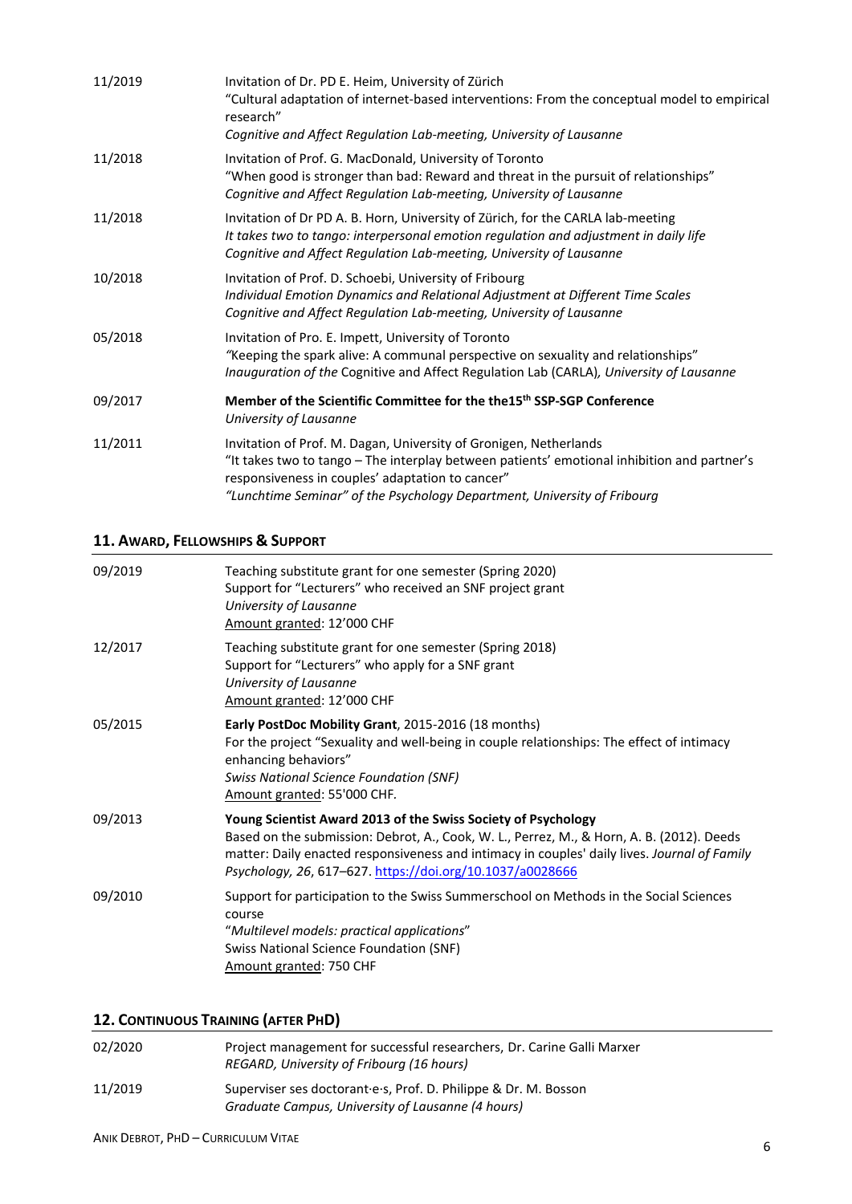| | |
|---|---|
| 11/2019 | Invitation of Dr. PD E. Heim, University of Zürich<br>"Cultural adaptation of internet-based interventions: From the conceptual model to empirical research"<br>*Cognitive and Affect Regulation Lab-meeting, University of Lausanne* |
| 11/2018 | Invitation of Prof. G. MacDonald, University of Toronto<br>"When good is stronger than bad: Reward and threat in the pursuit of relationships"<br>*Cognitive and Affect Regulation Lab-meeting, University of Lausanne* |
| 11/2018 | Invitation of Dr PD A. B. Horn, University of Zürich, for the CARLA lab-meeting<br>*It takes two to tango: interpersonal emotion regulation and adjustment in daily life*<br>*Cognitive and Affect Regulation Lab-meeting, University of Lausanne* |
| 10/2018 | Invitation of Prof. D. Schoebi, University of Fribourg<br>*Individual Emotion Dynamics and Relational Adjustment at Different Time Scales*<br>*Cognitive and Affect Regulation Lab-meeting, University of Lausanne* |
| 05/2018 | Invitation of Pro. E. Impett, University of Toronto<br>*"*Keeping the spark alive: A communal perspective on sexuality and relationships"<br>*Inauguration of the* Cognitive and Affect Regulation Lab (CARLA)*, University of Lausanne* |
| 09/2017 | **Member of the Scientific Committee for the the15th SSP-SGP Conference**<br>*University of Lausanne* |
| 11/2011 | Invitation of Prof. M. Dagan, University of Gronigen, Netherlands<br>"It takes two to tango – The interplay between patients' emotional inhibition and partner's responsiveness in couples' adaptation to cancer"<br>*"Lunchtime Seminar" of the Psychology Department, University of Fribourg* |

## 11. Award, Fellowships & Support

| | |
|---|---|
| 09/2019 | Teaching substitute grant for one semester (Spring 2020)<br>Support for "Lecturers" who received an SNF project grant<br>*University of Lausanne*<br>Amount granted: 12'000 CHF |
| 12/2017 | Teaching substitute grant for one semester (Spring 2018)<br>Support for "Lecturers" who apply for a SNF grant<br>*University of Lausanne*<br>Amount granted: 12'000 CHF |
| 05/2015 | **Early PostDoc Mobility Grant**, 2015-2016 (18 months)<br>For the project "Sexuality and well-being in couple relationships: The effect of intimacy enhancing behaviors"<br>*Swiss National Science Foundation (SNF)*<br>Amount granted: 55'000 CHF. |
| 09/2013 | **Young Scientist Award 2013 of the Swiss Society of Psychology**<br>Based on the submission: Debrot, A., Cook, W. L., Perrez, M., & Horn, A. B. (2012). Deeds matter: Daily enacted responsiveness and intimacy in couples' daily lives. *Journal of Family Psychology, 26*, 617–627. https://doi.org/10.1037/a0028666 |
| 09/2010 | Support for participation to the Swiss Summerschool on Methods in the Social Sciences course<br>"*Multilevel models: practical applications*"<br>Swiss National Science Foundation (SNF)<br>Amount granted: 750 CHF |

## 12. Continuous Training (after PhD)

| | |
|---|---|
| 02/2020 | Project management for successful researchers, Dr. Carine Galli Marxer<br>*REGARD, University of Fribourg (16 hours)* |
| 11/2019 | Superviser ses doctorant·e·s, Prof. D. Philippe & Dr. M. Bosson<br>*Graduate Campus, University of Lausanne (4 hours)* |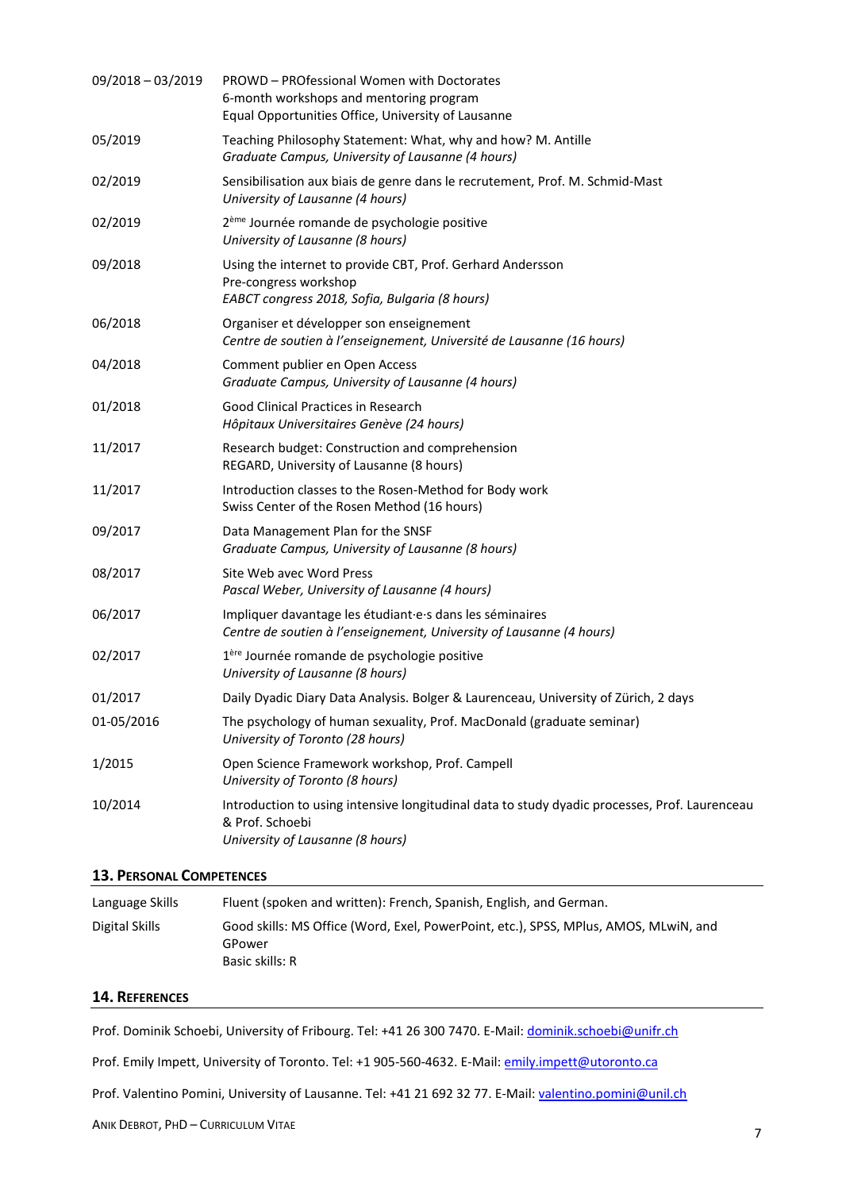| | |
|---|---|
| 09/2018 – 03/2019 | PROWD – PROfessional Women with Doctorates<br>6-month workshops and mentoring program<br>Equal Opportunities Office, University of Lausanne |
| 05/2019 | Teaching Philosophy Statement: What, why and how? M. Antille<br>*Graduate Campus, University of Lausanne (4 hours)* |
| 02/2019 | Sensibilisation aux biais de genre dans le recrutement, Prof. M. Schmid-Mast<br>*University of Lausanne (4 hours)* |
| 02/2019 | 2ème Journée romande de psychologie positive<br>*University of Lausanne (8 hours)* |
| 09/2018 | Using the internet to provide CBT, Prof. Gerhard Andersson<br>Pre-congress workshop<br>*EABCT congress 2018, Sofia, Bulgaria (8 hours)* |
| 06/2018 | Organiser et développer son enseignement<br>*Centre de soutien à l'enseignement, Université de Lausanne (16 hours)* |
| 04/2018 | Comment publier en Open Access<br>*Graduate Campus, University of Lausanne (4 hours)* |
| 01/2018 | Good Clinical Practices in Research<br>*Hôpitaux Universitaires Genève (24 hours)* |
| 11/2017 | Research budget: Construction and comprehension<br>REGARD, University of Lausanne (8 hours) |
| 11/2017 | Introduction classes to the Rosen-Method for Body work<br>Swiss Center of the Rosen Method (16 hours) |
| 09/2017 | Data Management Plan for the SNSF<br>*Graduate Campus, University of Lausanne (8 hours)* |
| 08/2017 | Site Web avec Word Press<br>*Pascal Weber, University of Lausanne (4 hours)* |
| 06/2017 | Impliquer davantage les étudiant·e·s dans les séminaires<br>*Centre de soutien à l'enseignement, University of Lausanne (4 hours)* |
| 02/2017 | 1ère Journée romande de psychologie positive<br>*University of Lausanne (8 hours)* |
| 01/2017 | Daily Dyadic Diary Data Analysis. Bolger & Laurenceau, University of Zürich, 2 days |
| 01-05/2016 | The psychology of human sexuality, Prof. MacDonald (graduate seminar)<br>*University of Toronto (28 hours)* |
| 1/2015 | Open Science Framework workshop, Prof. Campell<br>*University of Toronto (8 hours)* |
| 10/2014 | Introduction to using intensive longitudinal data to study dyadic processes, Prof. Laurenceau & Prof. Schoebi<br>*University of Lausanne (8 hours)* |

## 13. Personal Competences

| | |
|---|---|
| Language Skills | Fluent (spoken and written): French, Spanish, English, and German. |
| Digital Skills | Good skills: MS Office (Word, Exel, PowerPoint, etc.), SPSS, MPlus, AMOS, MLwiN, and GPower<br>Basic skills: R |

## 14. References

Prof. Dominik Schoebi, University of Fribourg. Tel: +41 26 300 7470. E-Mail: dominik.schoebi@unifr.ch

Prof. Emily Impett, University of Toronto. Tel: +1 905-560-4632. E-Mail: emily.impett@utoronto.ca

Prof. Valentino Pomini, University of Lausanne. Tel: +41 21 692 32 77. E-Mail: valentino.pomini@unil.ch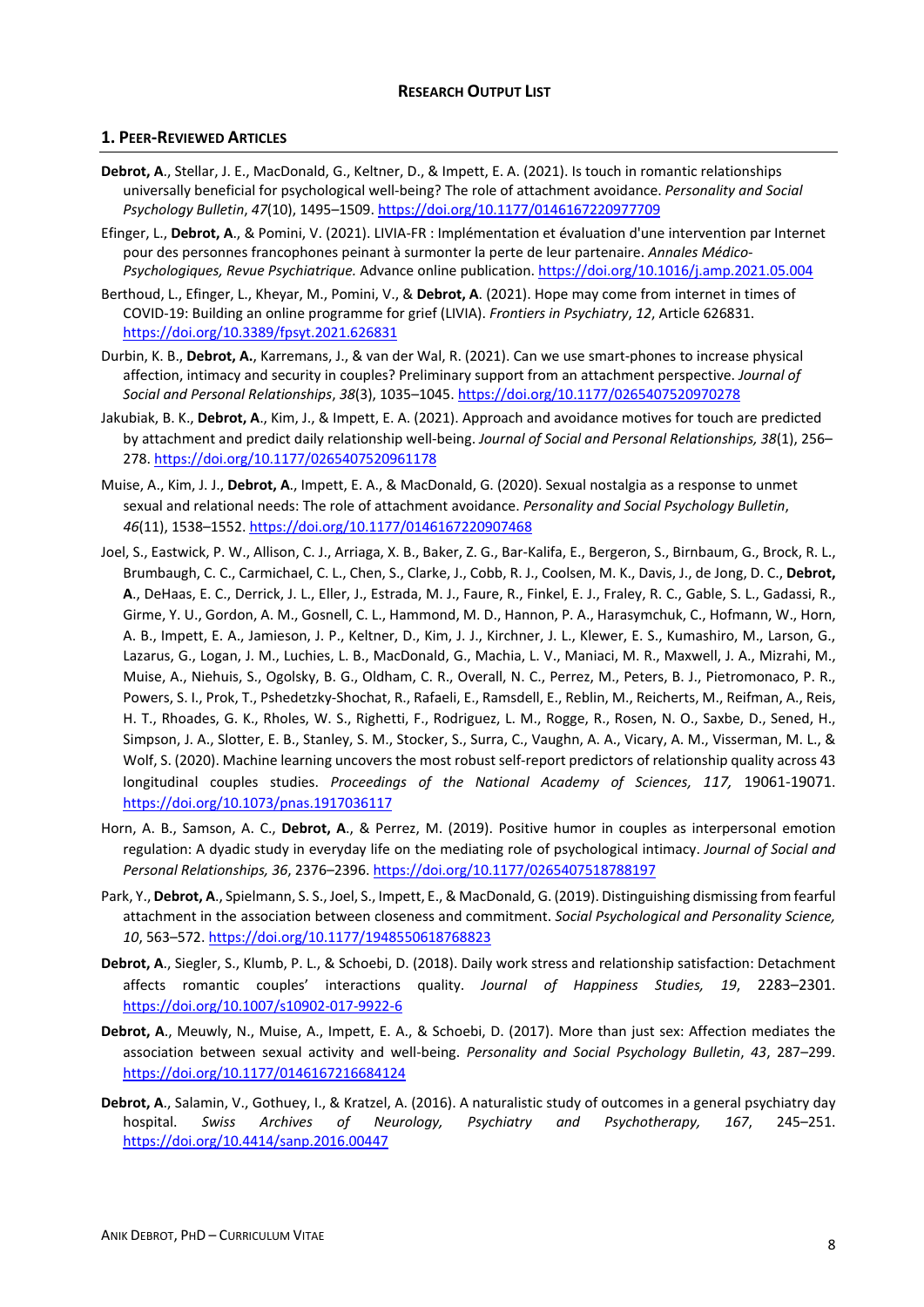## Research Output List

### 1. Peer-Reviewed Articles

**Debrot, A**., Stellar, J. E., MacDonald, G., Keltner, D., & Impett, E. A. (2021). Is touch in romantic relationships universally beneficial for psychological well-being? The role of attachment avoidance. *Personality and Social Psychology Bulletin*, *47*(10), 1495–1509. https://doi.org/10.1177/0146167220977709

Efinger, L., **Debrot, A**., & Pomini, V. (2021). LIVIA-FR : Implémentation et évaluation d'une intervention par Internet pour des personnes francophones peinant à surmonter la perte de leur partenaire. *Annales Médico-Psychologiques, Revue Psychiatrique.* Advance online publication. https://doi.org/10.1016/j.amp.2021.05.004

Berthoud, L., Efinger, L., Kheyar, M., Pomini, V., & **Debrot, A**. (2021). Hope may come from internet in times of COVID-19: Building an online programme for grief (LIVIA). *Frontiers in Psychiatry*, *12*, Article 626831. https://doi.org/10.3389/fpsyt.2021.626831

Durbin, K. B., **Debrot, A.**, Karremans, J., & van der Wal, R. (2021). Can we use smart-phones to increase physical affection, intimacy and security in couples? Preliminary support from an attachment perspective. *Journal of Social and Personal Relationships*, *38*(3), 1035–1045. https://doi.org/10.1177/0265407520970278

Jakubiak, B. K., **Debrot, A**., Kim, J., & Impett, E. A. (2021). Approach and avoidance motives for touch are predicted by attachment and predict daily relationship well-being. *Journal of Social and Personal Relationships, 38*(1), 256–278. https://doi.org/10.1177/0265407520961178

Muise, A., Kim, J. J., **Debrot, A**., Impett, E. A., & MacDonald, G. (2020). Sexual nostalgia as a response to unmet sexual and relational needs: The role of attachment avoidance. *Personality and Social Psychology Bulletin*, *46*(11), 1538–1552. https://doi.org/10.1177/0146167220907468

Joel, S., Eastwick, P. W., Allison, C. J., Arriaga, X. B., Baker, Z. G., Bar-Kalifa, E., Bergeron, S., Birnbaum, G., Brock, R. L., Brumbaugh, C. C., Carmichael, C. L., Chen, S., Clarke, J., Cobb, R. J., Coolsen, M. K., Davis, J., de Jong, D. C., **Debrot, A**., DeHaas, E. C., Derrick, J. L., Eller, J., Estrada, M. J., Faure, R., Finkel, E. J., Fraley, R. C., Gable, S. L., Gadassi, R., Girme, Y. U., Gordon, A. M., Gosnell, C. L., Hammond, M. D., Hannon, P. A., Harasymchuk, C., Hofmann, W., Horn, A. B., Impett, E. A., Jamieson, J. P., Keltner, D., Kim, J. J., Kirchner, J. L., Klewer, E. S., Kumashiro, M., Larson, G., Lazarus, G., Logan, J. M., Luchies, L. B., MacDonald, G., Machia, L. V., Maniaci, M. R., Maxwell, J. A., Mizrahi, M., Muise, A., Niehuis, S., Ogolsky, B. G., Oldham, C. R., Overall, N. C., Perrez, M., Peters, B. J., Pietromonaco, P. R., Powers, S. I., Prok, T., Pshedetzky-Shochat, R., Rafaeli, E., Ramsdell, E., Reblin, M., Reicherts, M., Reifman, A., Reis, H. T., Rhoades, G. K., Rholes, W. S., Righetti, F., Rodriguez, L. M., Rogge, R., Rosen, N. O., Saxbe, D., Sened, H., Simpson, J. A., Slotter, E. B., Stanley, S. M., Stocker, S., Surra, C., Vaughn, A. A., Vicary, A. M., Visserman, M. L., & Wolf, S. (2020). Machine learning uncovers the most robust self-report predictors of relationship quality across 43 longitudinal couples studies. *Proceedings of the National Academy of Sciences, 117,* 19061-19071. https://doi.org/10.1073/pnas.1917036117

Horn, A. B., Samson, A. C., **Debrot, A**., & Perrez, M. (2019). Positive humor in couples as interpersonal emotion regulation: A dyadic study in everyday life on the mediating role of psychological intimacy. *Journal of Social and Personal Relationships, 36*, 2376–2396. https://doi.org/10.1177/0265407518788197

Park, Y., **Debrot, A**., Spielmann, S. S., Joel, S., Impett, E., & MacDonald, G. (2019). Distinguishing dismissing from fearful attachment in the association between closeness and commitment. *Social Psychological and Personality Science, 10*, 563–572. https://doi.org/10.1177/1948550618768823

**Debrot, A**., Siegler, S., Klumb, P. L., & Schoebi, D. (2018). Daily work stress and relationship satisfaction: Detachment affects romantic couples' interactions quality. *Journal of Happiness Studies, 19*, 2283–2301. https://doi.org/10.1007/s10902-017-9922-6

**Debrot, A**., Meuwly, N., Muise, A., Impett, E. A., & Schoebi, D. (2017). More than just sex: Affection mediates the association between sexual activity and well-being. *Personality and Social Psychology Bulletin*, *43*, 287–299. https://doi.org/10.1177/0146167216684124

**Debrot, A**., Salamin, V., Gothuey, I., & Kratzel, A. (2016). A naturalistic study of outcomes in a general psychiatry day hospital. *Swiss Archives of Neurology, Psychiatry and Psychotherapy, 167*, 245–251. https://doi.org/10.4414/sanp.2016.00447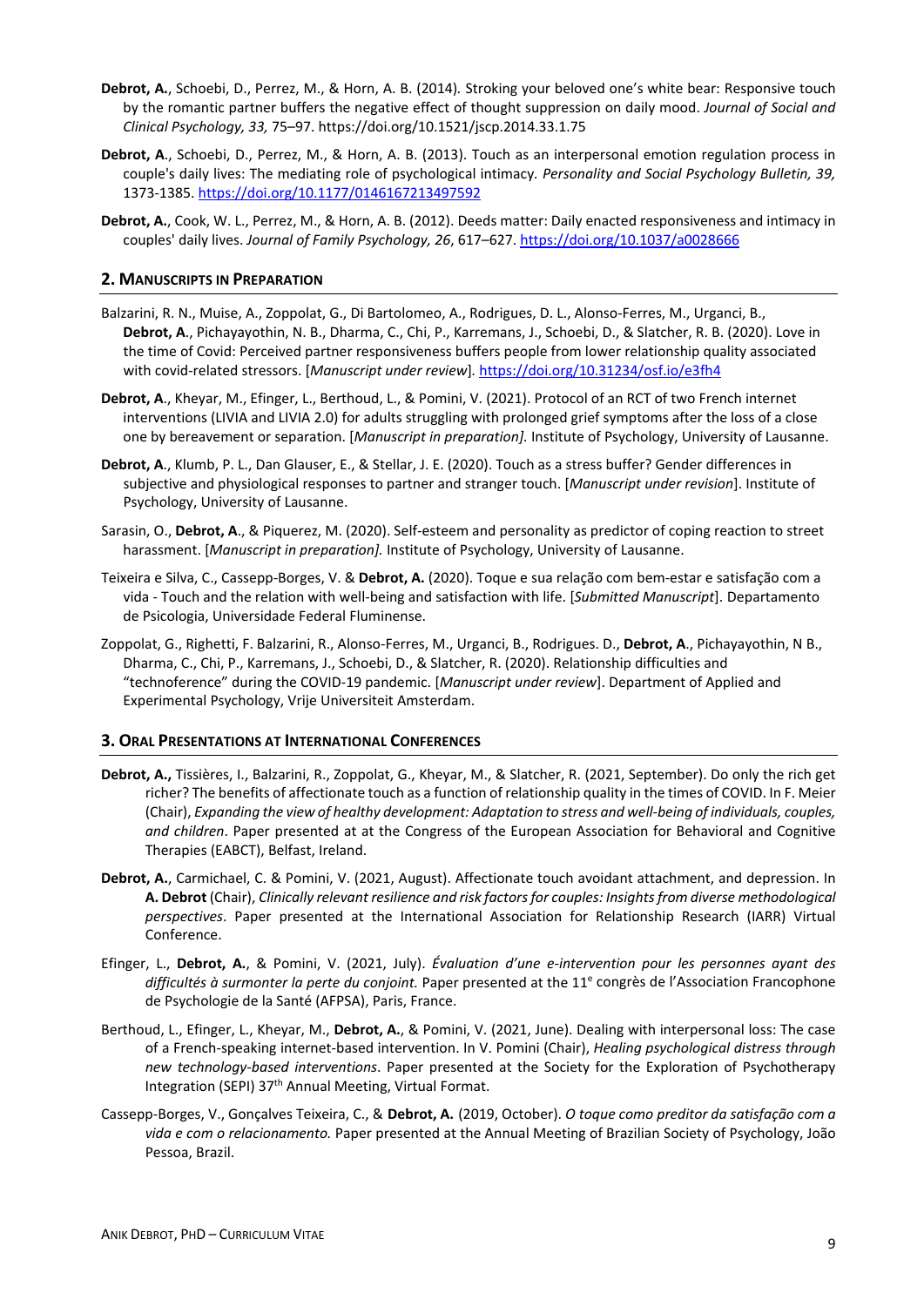**Debrot, A.**, Schoebi, D., Perrez, M., & Horn, A. B. (2014). Stroking your beloved one's white bear: Responsive touch by the romantic partner buffers the negative effect of thought suppression on daily mood. *Journal of Social and Clinical Psychology, 33,* 75–97. https://doi.org/10.1521/jscp.2014.33.1.75

**Debrot, A**., Schoebi, D., Perrez, M., & Horn, A. B. (2013). Touch as an interpersonal emotion regulation process in couple's daily lives: The mediating role of psychological intimacy. *Personality and Social Psychology Bulletin, 39,* 1373-1385. https://doi.org/10.1177/0146167213497592

**Debrot, A.**, Cook, W. L., Perrez, M., & Horn, A. B. (2012). Deeds matter: Daily enacted responsiveness and intimacy in couples' daily lives. *Journal of Family Psychology, 26*, 617–627. https://doi.org/10.1037/a0028666

## 2. Manuscripts in Preparation

Balzarini, R. N., Muise, A., Zoppolat, G., Di Bartolomeo, A., Rodrigues, D. L., Alonso-Ferres, M., Urganci, B., **Debrot, A**., Pichayayothin, N. B., Dharma, C., Chi, P., Karremans, J., Schoebi, D., & Slatcher, R. B. (2020). Love in the time of Covid: Perceived partner responsiveness buffers people from lower relationship quality associated with covid-related stressors. [*Manuscript under review*]. https://doi.org/10.31234/osf.io/e3fh4

**Debrot, A**., Kheyar, M., Efinger, L., Berthoud, L., & Pomini, V. (2021). Protocol of an RCT of two French internet interventions (LIVIA and LIVIA 2.0) for adults struggling with prolonged grief symptoms after the loss of a close one by bereavement or separation. [*Manuscript in preparation].* Institute of Psychology, University of Lausanne.

**Debrot, A**., Klumb, P. L., Dan Glauser, E., & Stellar, J. E. (2020). Touch as a stress buffer? Gender differences in subjective and physiological responses to partner and stranger touch. [*Manuscript under revision*]. Institute of Psychology, University of Lausanne.

Sarasin, O., **Debrot, A**., & Piquerez, M. (2020). Self-esteem and personality as predictor of coping reaction to street harassment. [*Manuscript in preparation].* Institute of Psychology, University of Lausanne.

Teixeira e Silva, C., Cassepp-Borges, V. & **Debrot, A.** (2020). Toque e sua relação com bem-estar e satisfação com a vida - Touch and the relation with well-being and satisfaction with life. [*Submitted Manuscript*]. Departamento de Psicologia, Universidade Federal Fluminense.

Zoppolat, G., Righetti, F. Balzarini, R., Alonso-Ferres, M., Urganci, B., Rodrigues. D., **Debrot, A**., Pichayayothin, N B., Dharma, C., Chi, P., Karremans, J., Schoebi, D., & Slatcher, R. (2020). Relationship difficulties and "technoference" during the COVID-19 pandemic. [*Manuscript under review*]. Department of Applied and Experimental Psychology, Vrije Universiteit Amsterdam.

## 3. Oral Presentations at International Conferences

**Debrot, A.,** Tissières, I., Balzarini, R., Zoppolat, G., Kheyar, M., & Slatcher, R. (2021, September). Do only the rich get richer? The benefits of affectionate touch as a function of relationship quality in the times of COVID. In F. Meier (Chair), *Expanding the view of healthy development: Adaptation to stress and well-being of individuals, couples, and children*. Paper presented at the Congress of the European Association for Behavioral and Cognitive Therapies (EABCT), Belfast, Ireland.

**Debrot, A.**, Carmichael, C. & Pomini, V. (2021, August). Affectionate touch avoidant attachment, and depression. In **A. Debrot** (Chair), *Clinically relevant resilience and risk factors for couples: Insights from diverse methodological perspectives*. Paper presented at the International Association for Relationship Research (IARR) Virtual Conference.

Efinger, L., **Debrot, A.**, & Pomini, V. (2021, July). *Évaluation d'une e-intervention pour les personnes ayant des difficultés à surmonter la perte du conjoint.* Paper presented at the 11e congrès de l'Association Francophone de Psychologie de la Santé (AFPSA), Paris, France.

Berthoud, L., Efinger, L., Kheyar, M., **Debrot, A.**, & Pomini, V. (2021, June). Dealing with interpersonal loss: The case of a French-speaking internet-based intervention. In V. Pomini (Chair), *Healing psychological distress through new technology-based interventions*. Paper presented at the Society for the Exploration of Psychotherapy Integration (SEPI) 37th Annual Meeting, Virtual Format.

Cassepp-Borges, V., Gonçalves Teixeira, C., & **Debrot, A.** (2019, October). *O toque como preditor da satisfação com a vida e com o relacionamento.* Paper presented at the Annual Meeting of Brazilian Society of Psychology, João Pessoa, Brazil.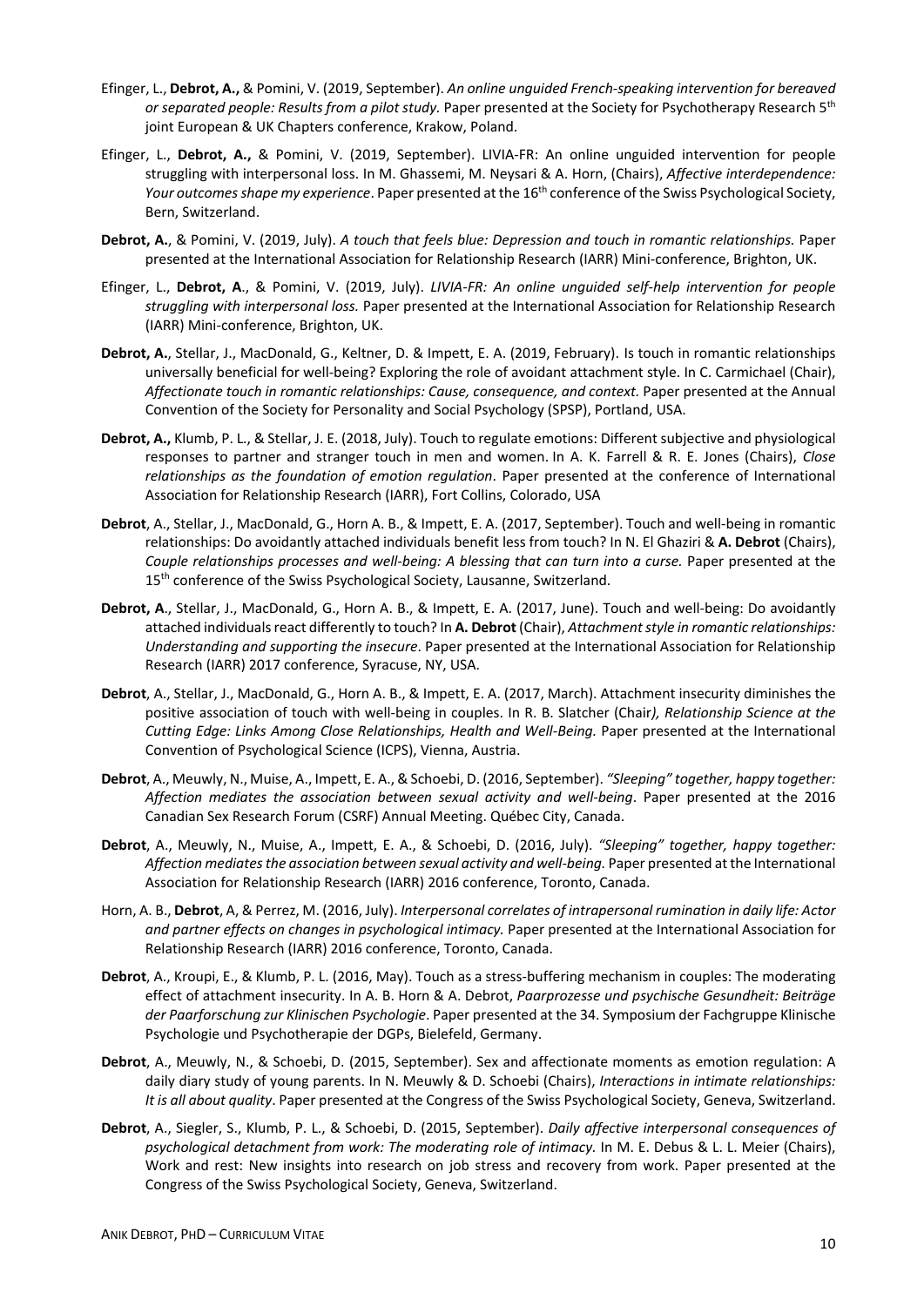- Efinger, L., **Debrot, A.,** & Pomini, V. (2019, September). *An online unguided French-speaking intervention for bereaved or separated people: Results from a pilot study.* Paper presented at the Society for Psychotherapy Research 5th joint European & UK Chapters conference, Krakow, Poland.

- Efinger, L., **Debrot, A.,** & Pomini, V. (2019, September). LIVIA-FR: An online unguided intervention for people struggling with interpersonal loss. In M. Ghassemi, M. Neysari & A. Horn, (Chairs), *Affective interdependence: Your outcomes shape my experience*. Paper presented at the 16th conference of the Swiss Psychological Society, Bern, Switzerland.

- **Debrot, A.**, & Pomini, V. (2019, July). *A touch that feels blue: Depression and touch in romantic relationships.* Paper presented at the International Association for Relationship Research (IARR) Mini-conference, Brighton, UK.

- Efinger, L., **Debrot, A**., & Pomini, V. (2019, July). *LIVIA-FR: An online unguided self-help intervention for people struggling with interpersonal loss.* Paper presented at the International Association for Relationship Research (IARR) Mini-conference, Brighton, UK.

- **Debrot, A.**, Stellar, J., MacDonald, G., Keltner, D. & Impett, E. A. (2019, February). Is touch in romantic relationships universally beneficial for well-being? Exploring the role of avoidant attachment style. In C. Carmichael (Chair), *Affectionate touch in romantic relationships: Cause, consequence, and context.* Paper presented at the Annual Convention of the Society for Personality and Social Psychology (SPSP), Portland, USA.

- **Debrot, A.,** Klumb, P. L., & Stellar, J. E. (2018, July). Touch to regulate emotions: Different subjective and physiological responses to partner and stranger touch in men and women. In A. K. Farrell & R. E. Jones (Chairs), *Close relationships as the foundation of emotion regulation*. Paper presented at the conference of International Association for Relationship Research (IARR), Fort Collins, Colorado, USA

- **Debrot**, A., Stellar, J., MacDonald, G., Horn A. B., & Impett, E. A. (2017, September). Touch and well-being in romantic relationships: Do avoidantly attached individuals benefit less from touch? In N. El Ghaziri & **A. Debrot** (Chairs), *Couple relationships processes and well-being: A blessing that can turn into a curse.* Paper presented at the 15th conference of the Swiss Psychological Society, Lausanne, Switzerland.

- **Debrot, A**., Stellar, J., MacDonald, G., Horn A. B., & Impett, E. A. (2017, June). Touch and well-being: Do avoidantly attached individuals react differently to touch? In **A. Debrot** (Chair), *Attachment style in romantic relationships: Understanding and supporting the insecure*. Paper presented at the International Association for Relationship Research (IARR) 2017 conference, Syracuse, NY, USA.

- **Debrot**, A., Stellar, J., MacDonald, G., Horn A. B., & Impett, E. A. (2017, March). Attachment insecurity diminishes the positive association of touch with well-being in couples. In R. B. Slatcher (Chair*), Relationship Science at the Cutting Edge: Links Among Close Relationships, Health and Well-Being.* Paper presented at the International Convention of Psychological Science (ICPS), Vienna, Austria.

- **Debrot**, A., Meuwly, N., Muise, A., Impett, E. A., & Schoebi, D. (2016, September). *"Sleeping" together, happy together: Affection mediates the association between sexual activity and well-being*. Paper presented at the 2016 Canadian Sex Research Forum (CSRF) Annual Meeting. Québec City, Canada.

- **Debrot**, A., Meuwly, N., Muise, A., Impett, E. A., & Schoebi, D. (2016, July). *"Sleeping" together, happy together: Affection mediates the association between sexual activity and well-being.* Paper presented at the International Association for Relationship Research (IARR) 2016 conference, Toronto, Canada.

- Horn, A. B., **Debrot**, A, & Perrez, M. (2016, July). *Interpersonal correlates of intrapersonal rumination in daily life: Actor and partner effects on changes in psychological intimacy.* Paper presented at the International Association for Relationship Research (IARR) 2016 conference, Toronto, Canada.

- **Debrot**, A., Kroupi, E., & Klumb, P. L. (2016, May). Touch as a stress-buffering mechanism in couples: The moderating effect of attachment insecurity. In A. B. Horn & A. Debrot, *Paarprozesse und psychische Gesundheit: Beiträge der Paarforschung zur Klinischen Psychologie*. Paper presented at the 34. Symposium der Fachgruppe Klinische Psychologie und Psychotherapie der DGPs, Bielefeld, Germany.

- **Debrot**, A., Meuwly, N., & Schoebi, D. (2015, September). Sex and affectionate moments as emotion regulation: A daily diary study of young parents. In N. Meuwly & D. Schoebi (Chairs), *Interactions in intimate relationships: It is all about quality*. Paper presented at the Congress of the Swiss Psychological Society, Geneva, Switzerland.

- **Debrot**, A., Siegler, S., Klumb, P. L., & Schoebi, D. (2015, September). *Daily affective interpersonal consequences of psychological detachment from work: The moderating role of intimacy.* In M. E. Debus & L. L. Meier (Chairs), Work and rest: New insights into research on job stress and recovery from work. Paper presented at the Congress of the Swiss Psychological Society, Geneva, Switzerland.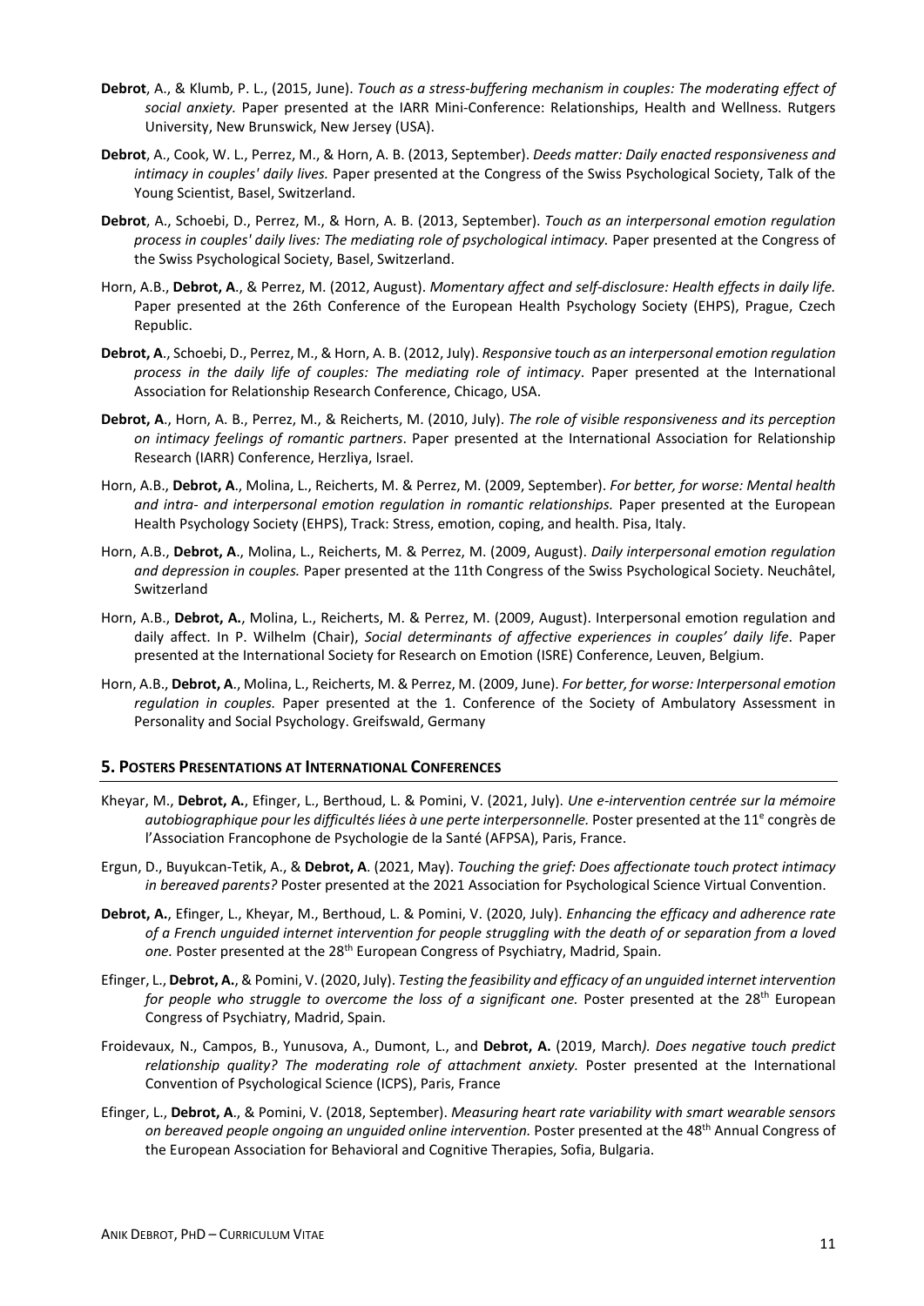**Debrot**, A., & Klumb, P. L., (2015, June). *Touch as a stress-buffering mechanism in couples: The moderating effect of social anxiety.* Paper presented at the IARR Mini-Conference: Relationships, Health and Wellness. Rutgers University, New Brunswick, New Jersey (USA).

**Debrot**, A., Cook, W. L., Perrez, M., & Horn, A. B. (2013, September). *Deeds matter: Daily enacted responsiveness and intimacy in couples' daily lives.* Paper presented at the Congress of the Swiss Psychological Society, Talk of the Young Scientist, Basel, Switzerland.

**Debrot**, A., Schoebi, D., Perrez, M., & Horn, A. B. (2013, September). *Touch as an interpersonal emotion regulation process in couples' daily lives: The mediating role of psychological intimacy.* Paper presented at the Congress of the Swiss Psychological Society, Basel, Switzerland.

Horn, A.B., **Debrot, A**., & Perrez, M. (2012, August). *Momentary affect and self-disclosure: Health effects in daily life.* Paper presented at the 26th Conference of the European Health Psychology Society (EHPS), Prague, Czech Republic.

**Debrot, A**., Schoebi, D., Perrez, M., & Horn, A. B. (2012, July). *Responsive touch as an interpersonal emotion regulation process in the daily life of couples: The mediating role of intimacy*. Paper presented at the International Association for Relationship Research Conference, Chicago, USA.

**Debrot, A**., Horn, A. B., Perrez, M., & Reicherts, M. (2010, July). *The role of visible responsiveness and its perception on intimacy feelings of romantic partners*. Paper presented at the International Association for Relationship Research (IARR) Conference, Herzliya, Israel.

Horn, A.B., **Debrot, A**., Molina, L., Reicherts, M. & Perrez, M. (2009, September). *For better, for worse: Mental health and intra- and interpersonal emotion regulation in romantic relationships.* Paper presented at the European Health Psychology Society (EHPS), Track: Stress, emotion, coping, and health. Pisa, Italy.

Horn, A.B., **Debrot, A**., Molina, L., Reicherts, M. & Perrez, M. (2009, August). *Daily interpersonal emotion regulation and depression in couples.* Paper presented at the 11th Congress of the Swiss Psychological Society. Neuchâtel, Switzerland

Horn, A.B., **Debrot, A.**, Molina, L., Reicherts, M. & Perrez, M. (2009, August). Interpersonal emotion regulation and daily affect. In P. Wilhelm (Chair), *Social determinants of affective experiences in couples' daily life*. Paper presented at the International Society for Research on Emotion (ISRE) Conference, Leuven, Belgium.

Horn, A.B., **Debrot, A**., Molina, L., Reicherts, M. & Perrez, M. (2009, June). *For better, for worse: Interpersonal emotion regulation in couples.* Paper presented at the 1. Conference of the Society of Ambulatory Assessment in Personality and Social Psychology. Greifswald, Germany

## 5. Posters Presentations at International Conferences

Kheyar, M., **Debrot, A.**, Efinger, L., Berthoud, L. & Pomini, V. (2021, July). *Une e-intervention centrée sur la mémoire autobiographique pour les difficultés liées à une perte interpersonnelle.* Poster presented at the 11[e] congrès de l'Association Francophone de Psychologie de la Santé (AFPSA), Paris, France.

Ergun, D., Buyukcan-Tetik, A., & **Debrot, A**. (2021, May). *Touching the grief: Does affectionate touch protect intimacy in bereaved parents?* Poster presented at the 2021 Association for Psychological Science Virtual Convention.

**Debrot, A.**, Efinger, L., Kheyar, M., Berthoud, L. & Pomini, V. (2020, July). *Enhancing the efficacy and adherence rate of a French unguided internet intervention for people struggling with the death of or separation from a loved one.* Poster presented at the 28[th] European Congress of Psychiatry, Madrid, Spain.

Efinger, L., **Debrot, A.**, & Pomini, V. (2020, July). *Testing the feasibility and efficacy of an unguided internet intervention for people who struggle to overcome the loss of a significant one.* Poster presented at the 28[th] European Congress of Psychiatry, Madrid, Spain.

Froidevaux, N., Campos, B., Yunusova, A., Dumont, L., and **Debrot, A.** (2019, March*). Does negative touch predict relationship quality? The moderating role of attachment anxiety.* Poster presented at the International Convention of Psychological Science (ICPS), Paris, France

Efinger, L., **Debrot, A**., & Pomini, V. (2018, September). *Measuring heart rate variability with smart wearable sensors on bereaved people ongoing an unguided online intervention.* Poster presented at the 48[th] Annual Congress of the European Association for Behavioral and Cognitive Therapies, Sofia, Bulgaria.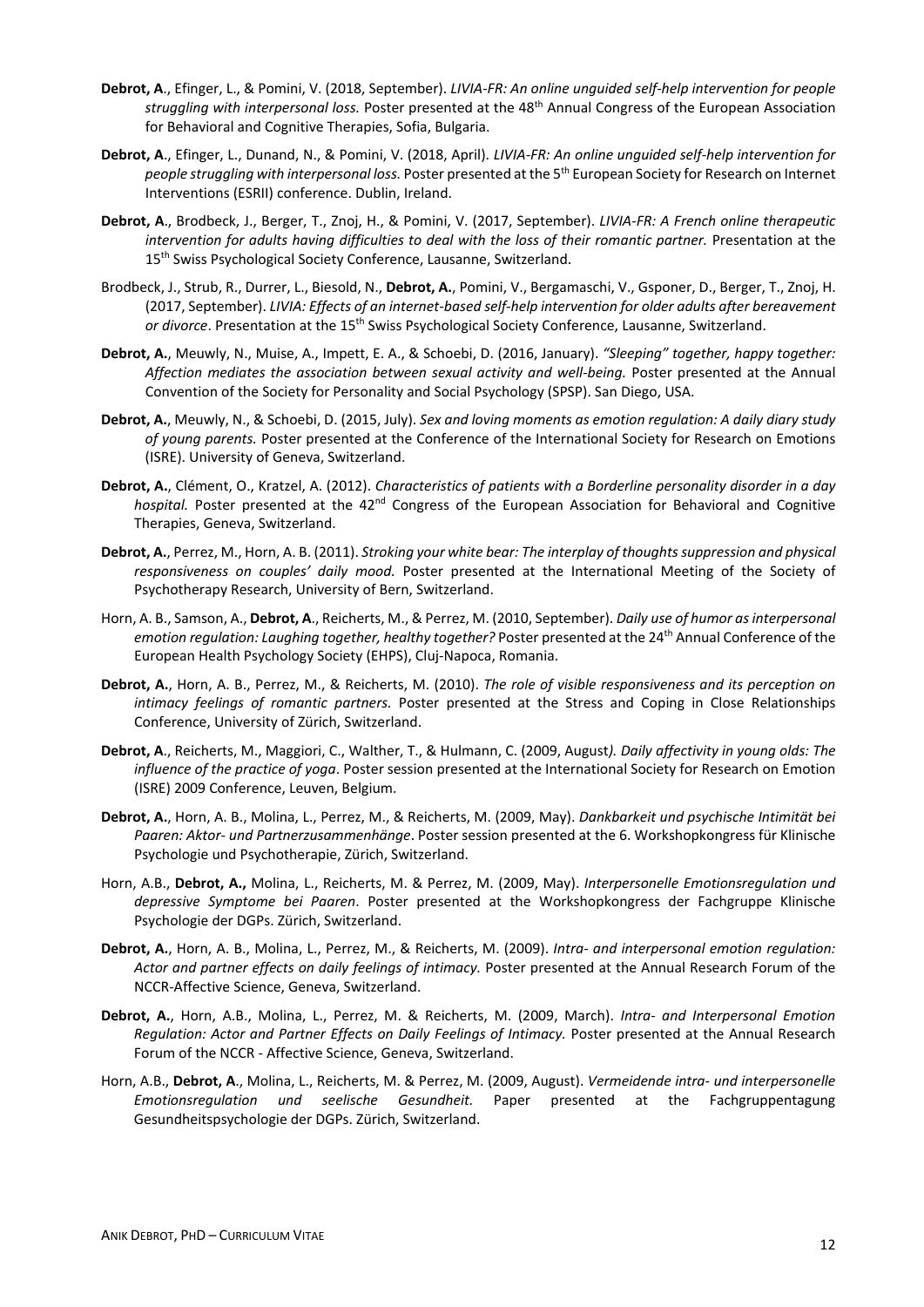**Debrot, A**., Efinger, L., & Pomini, V. (2018, September). *LIVIA-FR: An online unguided self-help intervention for people struggling with interpersonal loss.* Poster presented at the 48th Annual Congress of the European Association for Behavioral and Cognitive Therapies, Sofia, Bulgaria.

**Debrot, A**., Efinger, L., Dunand, N., & Pomini, V. (2018, April). *LIVIA-FR: An online unguided self-help intervention for people struggling with interpersonal loss.* Poster presented at the 5th European Society for Research on Internet Interventions (ESRII) conference. Dublin, Ireland.

**Debrot, A**., Brodbeck, J., Berger, T., Znoj, H., & Pomini, V. (2017, September). *LIVIA-FR: A French online therapeutic intervention for adults having difficulties to deal with the loss of their romantic partner.* Presentation at the 15th Swiss Psychological Society Conference, Lausanne, Switzerland.

Brodbeck, J., Strub, R., Durrer, L., Biesold, N., **Debrot, A.**, Pomini, V., Bergamaschi, V., Gsponer, D., Berger, T., Znoj, H. (2017, September). *LIVIA: Effects of an internet-based self-help intervention for older adults after bereavement or divorce*. Presentation at the 15th Swiss Psychological Society Conference, Lausanne, Switzerland.

**Debrot, A.**, Meuwly, N., Muise, A., Impett, E. A., & Schoebi, D. (2016, January). *"Sleeping" together, happy together: Affection mediates the association between sexual activity and well-being.* Poster presented at the Annual Convention of the Society for Personality and Social Psychology (SPSP). San Diego, USA.

**Debrot, A.**, Meuwly, N., & Schoebi, D. (2015, July). *Sex and loving moments as emotion regulation: A daily diary study of young parents.* Poster presented at the Conference of the International Society for Research on Emotions (ISRE). University of Geneva, Switzerland.

**Debrot, A.**, Clément, O., Kratzel, A. (2012). *Characteristics of patients with a Borderline personality disorder in a day hospital.* Poster presented at the 42nd Congress of the European Association for Behavioral and Cognitive Therapies, Geneva, Switzerland.

**Debrot, A.**, Perrez, M., Horn, A. B. (2011). *Stroking your white bear: The interplay of thoughts suppression and physical responsiveness on couples' daily mood.* Poster presented at the International Meeting of the Society of Psychotherapy Research, University of Bern, Switzerland.

Horn, A. B., Samson, A., **Debrot, A**., Reicherts, M., & Perrez, M. (2010, September). *Daily use of humor as interpersonal emotion regulation: Laughing together, healthy together?* Poster presented at the 24th Annual Conference of the European Health Psychology Society (EHPS), Cluj-Napoca, Romania.

**Debrot, A.**, Horn, A. B., Perrez, M., & Reicherts, M. (2010). *The role of visible responsiveness and its perception on intimacy feelings of romantic partners.* Poster presented at the Stress and Coping in Close Relationships Conference, University of Zürich, Switzerland.

**Debrot, A**., Reicherts, M., Maggiori, C., Walther, T., & Hulmann, C. (2009, August*). Daily affectivity in young olds: The influence of the practice of yoga*. Poster session presented at the International Society for Research on Emotion (ISRE) 2009 Conference, Leuven, Belgium.

**Debrot, A.**, Horn, A. B., Molina, L., Perrez, M., & Reicherts, M. (2009, May). *Dankbarkeit und psychische Intimität bei Paaren: Aktor- und Partnerzusammenhänge*. Poster session presented at the 6. Workshopkongress für Klinische Psychologie und Psychotherapie, Zürich, Switzerland.

Horn, A.B., **Debrot, A.,** Molina, L., Reicherts, M. & Perrez, M. (2009, May). *Interpersonelle Emotionsregulation und depressive Symptome bei Paaren*. Poster presented at the Workshopkongress der Fachgruppe Klinische Psychologie der DGPs. Zürich, Switzerland.

**Debrot, A.**, Horn, A. B., Molina, L., Perrez, M., & Reicherts, M. (2009). *Intra- and interpersonal emotion regulation: Actor and partner effects on daily feelings of intimacy.* Poster presented at the Annual Research Forum of the NCCR-Affective Science, Geneva, Switzerland.

**Debrot, A.**, Horn, A.B., Molina, L., Perrez, M. & Reicherts, M. (2009, March). *Intra- and Interpersonal Emotion Regulation: Actor and Partner Effects on Daily Feelings of Intimacy.* Poster presented at the Annual Research Forum of the NCCR - Affective Science, Geneva, Switzerland.

Horn, A.B., **Debrot, A**., Molina, L., Reicherts, M. & Perrez, M. (2009, August). *Vermeidende intra- und interpersonelle Emotionsregulation und seelische Gesundheit.* Paper presented at the Fachgruppentagung Gesundheitspsychologie der DGPs. Zürich, Switzerland.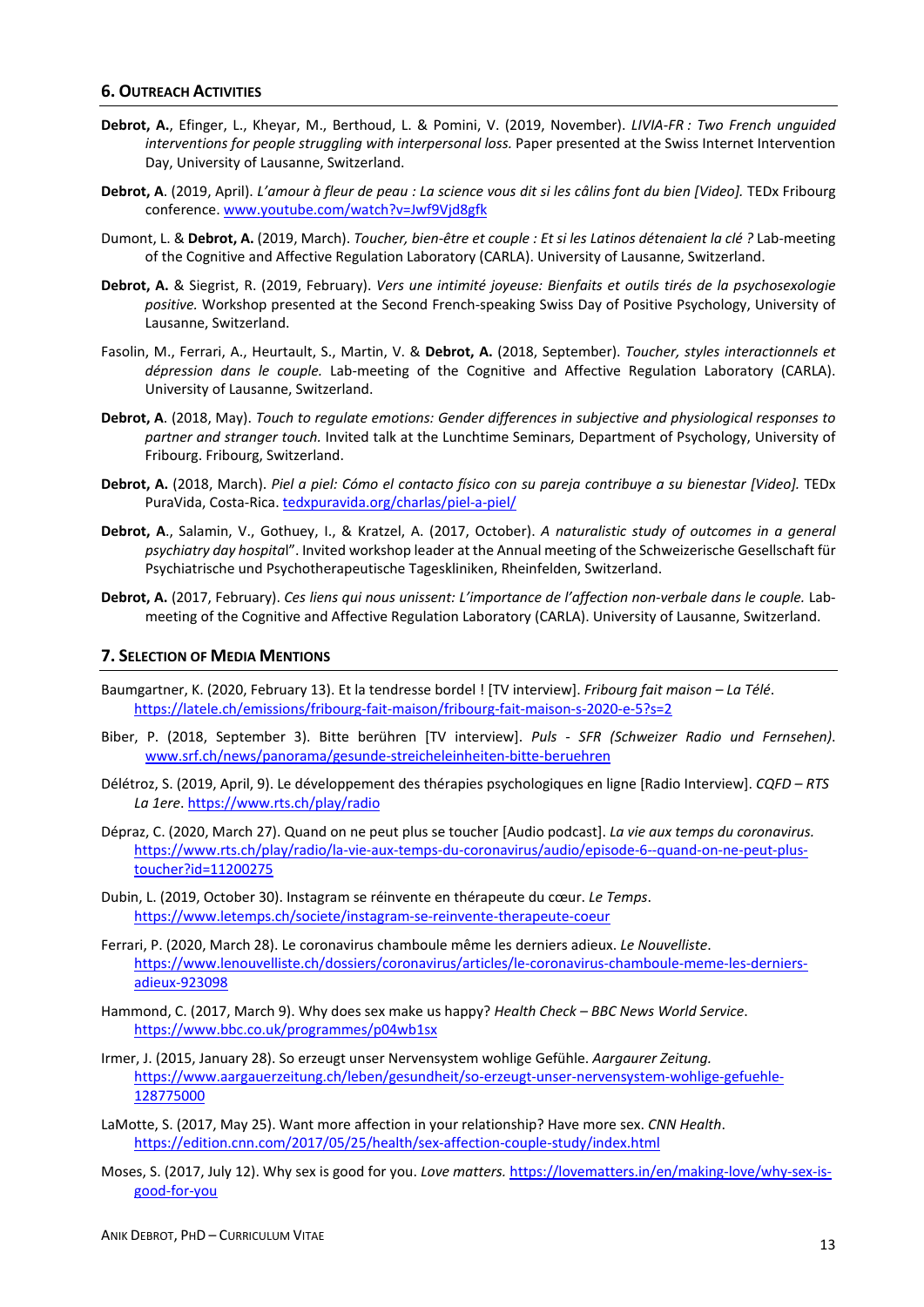## 6. Outreach Activities

**Debrot, A.**, Efinger, L., Kheyar, M., Berthoud, L. & Pomini, V. (2019, November). *LIVIA-FR : Two French unguided interventions for people struggling with interpersonal loss.* Paper presented at the Swiss Internet Intervention Day, University of Lausanne, Switzerland.

**Debrot, A**. (2019, April). *L'amour à fleur de peau : La science vous dit si les câlins font du bien [Video].* TEDx Fribourg conference. www.youtube.com/watch?v=Jwf9Vjd8gfk

Dumont, L. & **Debrot, A.** (2019, March). *Toucher, bien-être et couple : Et si les Latinos détenaient la clé ?* Lab-meeting of the Cognitive and Affective Regulation Laboratory (CARLA). University of Lausanne, Switzerland.

**Debrot, A.** & Siegrist, R. (2019, February). *Vers une intimité joyeuse: Bienfaits et outils tirés de la psychosexologie positive.* Workshop presented at the Second French-speaking Swiss Day of Positive Psychology, University of Lausanne, Switzerland.

Fasolin, M., Ferrari, A., Heurtault, S., Martin, V. & **Debrot, A.** (2018, September). *Toucher, styles interactionnels et dépression dans le couple.* Lab-meeting of the Cognitive and Affective Regulation Laboratory (CARLA). University of Lausanne, Switzerland.

**Debrot, A**. (2018, May). *Touch to regulate emotions: Gender differences in subjective and physiological responses to partner and stranger touch.* Invited talk at the Lunchtime Seminars, Department of Psychology, University of Fribourg. Fribourg, Switzerland.

**Debrot, A.** (2018, March). *Piel a piel: Cómo el contacto físico con su pareja contribuye a su bienestar [Video].* TEDx PuraVida, Costa-Rica. tedxpuravida.org/charlas/piel-a-piel/

**Debrot, A**., Salamin, V., Gothuey, I., & Kratzel, A. (2017, October). *A naturalistic study of outcomes in a general psychiatry day hospital*". Invited workshop leader at the Annual meeting of the Schweizerische Gesellschaft für Psychiatrische und Psychotherapeutische Tageskliniken, Rheinfelden, Switzerland.

**Debrot, A.** (2017, February). *Ces liens qui nous unissent: L'importance de l'affection non-verbale dans le couple.* Lab-meeting of the Cognitive and Affective Regulation Laboratory (CARLA). University of Lausanne, Switzerland.

## 7. Selection of Media Mentions

Baumgartner, K. (2020, February 13). Et la tendresse bordel ! [TV interview]. *Fribourg fait maison – La Télé*. https://latele.ch/emissions/fribourg-fait-maison/fribourg-fait-maison-s-2020-e-5?s=2

Biber, P. (2018, September 3). Bitte berühren [TV interview]. *Puls - SFR (Schweizer Radio und Fernsehen)*. www.srf.ch/news/panorama/gesunde-streicheleinheiten-bitte-beruehren

Délétroz, S. (2019, April, 9). Le développement des thérapies psychologiques en ligne [Radio Interview]. *CQFD – RTS La 1ere*. https://www.rts.ch/play/radio

Dépraz, C. (2020, March 27). Quand on ne peut plus se toucher [Audio podcast]. *La vie aux temps du coronavirus.* https://www.rts.ch/play/radio/la-vie-aux-temps-du-coronavirus/audio/episode-6--quand-on-ne-peut-plus-toucher?id=11200275

Dubin, L. (2019, October 30). Instagram se réinvente en thérapeute du cœur. *Le Temps*. https://www.letemps.ch/societe/instagram-se-reinvente-therapeute-coeur

Ferrari, P. (2020, March 28). Le coronavirus chamboule même les derniers adieux. *Le Nouvelliste*. https://www.lenouvelliste.ch/dossiers/coronavirus/articles/le-coronavirus-chamboule-meme-les-derniers-adieux-923098

Hammond, C. (2017, March 9). Why does sex make us happy? *Health Check – BBC News World Service*. https://www.bbc.co.uk/programmes/p04wb1sx

Irmer, J. (2015, January 28). So erzeugt unser Nervensystem wohlige Gefühle. *Aargaurer Zeitung.* https://www.aargauerzeitung.ch/leben/gesundheit/so-erzeugt-unser-nervensystem-wohlige-gefuehle-128775000

LaMotte, S. (2017, May 25). Want more affection in your relationship? Have more sex. *CNN Health*. https://edition.cnn.com/2017/05/25/health/sex-affection-couple-study/index.html

Moses, S. (2017, July 12). Why sex is good for you. *Love matters.* https://lovematters.in/en/making-love/why-sex-is-good-for-you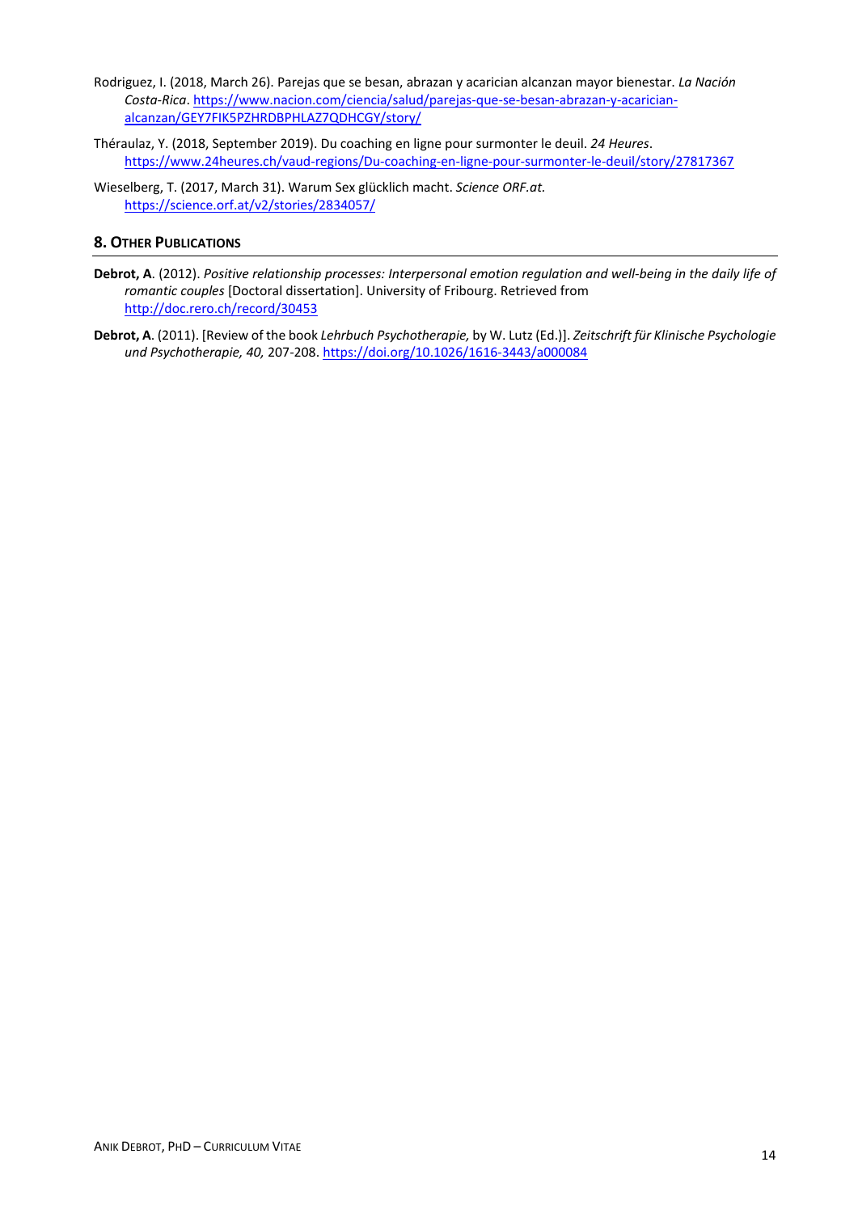Rodriguez, I. (2018, March 26). Parejas que se besan, abrazan y acarician alcanzan mayor bienestar. *La Nación Costa-Rica*. https://www.nacion.com/ciencia/salud/parejas-que-se-besan-abrazan-y-acarician-alcanzan/GEY7FIK5PZHRDBPHLAZ7QDHCGY/story/

Théraulaz, Y. (2018, September 2019). Du coaching en ligne pour surmonter le deuil. *24 Heures*. https://www.24heures.ch/vaud-regions/Du-coaching-en-ligne-pour-surmonter-le-deuil/story/27817367

Wieselberg, T. (2017, March 31). Warum Sex glücklich macht. *Science ORF.at.* https://science.orf.at/v2/stories/2834057/

## 8. Other Publications

**Debrot, A**. (2012). *Positive relationship processes: Interpersonal emotion regulation and well-being in the daily life of romantic couples* [Doctoral dissertation]. University of Fribourg. Retrieved from http://doc.rero.ch/record/30453

**Debrot, A**. (2011). [Review of the book *Lehrbuch Psychotherapie,* by W. Lutz (Ed.)]. *Zeitschrift für Klinische Psychologie und Psychotherapie, 40,* 207-208. https://doi.org/10.1026/1616-3443/a000084